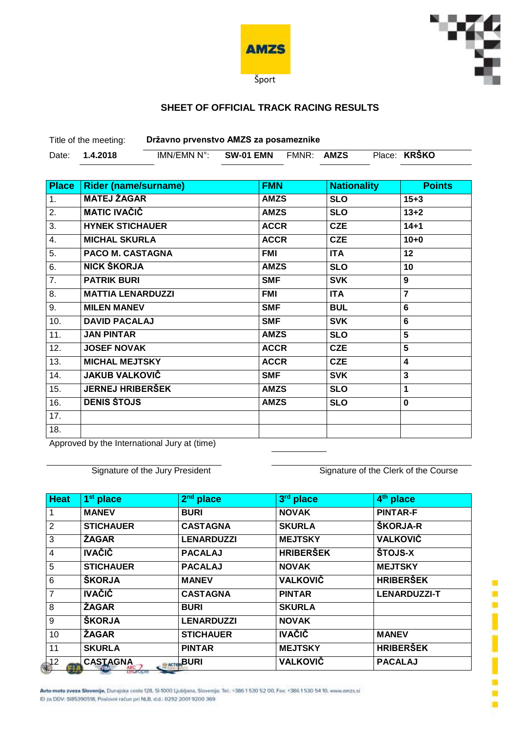AMZS

Šport

## SHEET OF OFFICIAL TRACK RACING RESULTS

Title of the meeting: **Državno prvenstvo AMZS za posameznike**

Date: **1.4.2018** IMN/EMN N°: **SW-01 EMN** FMNR: **AMZS** Place: **KRŠKO**

| Place | Rider (name/surname) | FMN | Nationality | Points |
|---|---|---|---|---|
| 1. | MATEJ ŽAGAR | AMZS | SLO | 15+3 |
| 2. | MATIC IVAČIČ | AMZS | SLO | 13+2 |
| 3. | HYNEK STICHAUER | ACCR | CZE | 14+1 |
| 4. | MICHAL SKURLA | ACCR | CZE | 10+0 |
| 5. | PACO M. CASTAGNA | FMI | ITA | 12 |
| 6. | NICK ŠKORJA | AMZS | SLO | 10 |
| 7. | PATRIK BURI | SMF | SVK | 9 |
| 8. | MATTIA LENARDUZZI | FMI | ITA | 7 |
| 9. | MILEN MANEV | SMF | BUL | 6 |
| 10. | DAVID PACALAJ | SMF | SVK | 6 |
| 11. | JAN PINTAR | AMZS | SLO | 5 |
| 12. | JOSEF NOVAK | ACCR | CZE | 5 |
| 13. | MICHAL MEJTSKY | ACCR | CZE | 4 |
| 14. | JAKUB VALKOVIČ | SMF | SVK | 3 |
| 15. | JERNEJ HRIBERŠEK | AMZS | SLO | 1 |
| 16. | DENIS ŠTOJS | AMZS | SLO | 0 |
| 17. | | | | |
| 18. | | | | |

Approved by the International Jury at (time)

Signature of the Jury President

Signature of the Clerk of the Course

| Heat | 1st place | 2nd place | 3rd place | 4th place |
|---|---|---|---|---|
| 1 | MANEV | BURI | NOVAK | PINTAR-F |
| 2 | STICHAUER | CASTAGNA | SKURLA | ŠKORJA-R |
| 3 | ŽAGAR | LENARDUZZI | MEJTSKY | VALKOVIČ |
| 4 | IVAČIČ | PACALAJ | HRIBERŠEK | ŠTOJS-X |
| 5 | STICHAUER | PACALAJ | NOVAK | MEJTSKY |
| 6 | ŠKORJA | MANEV | VALKOVIČ | HRIBERŠEK |
| 7 | IVAČIČ | CASTAGNA | PINTAR | LENARDUZZI-T |
| 8 | ŽAGAR | BURI | SKURLA | |
| 9 | ŠKORJA | LENARDUZZI | NOVAK | |
| 10 | ŽAGAR | STICHAUER | IVAČIČ | MANEV |
| 11 | SKURLA | PINTAR | MEJTSKY | HRIBERŠEK |
| 12 | CASTAGNA | BURI | VALKOVIČ | PACALAJ |

Avto-moto zveza Slovenije, Dunajska cesta 128, SI-1000 Ljubljana, Slovenija; Tel.: +386 1 530 52 00, Fax: +386 1 530 54 10, www.amzs.si
ID za DDV: SI85390518, Poslovni račun pri NLB, d.d.: 0292 2001 9200 369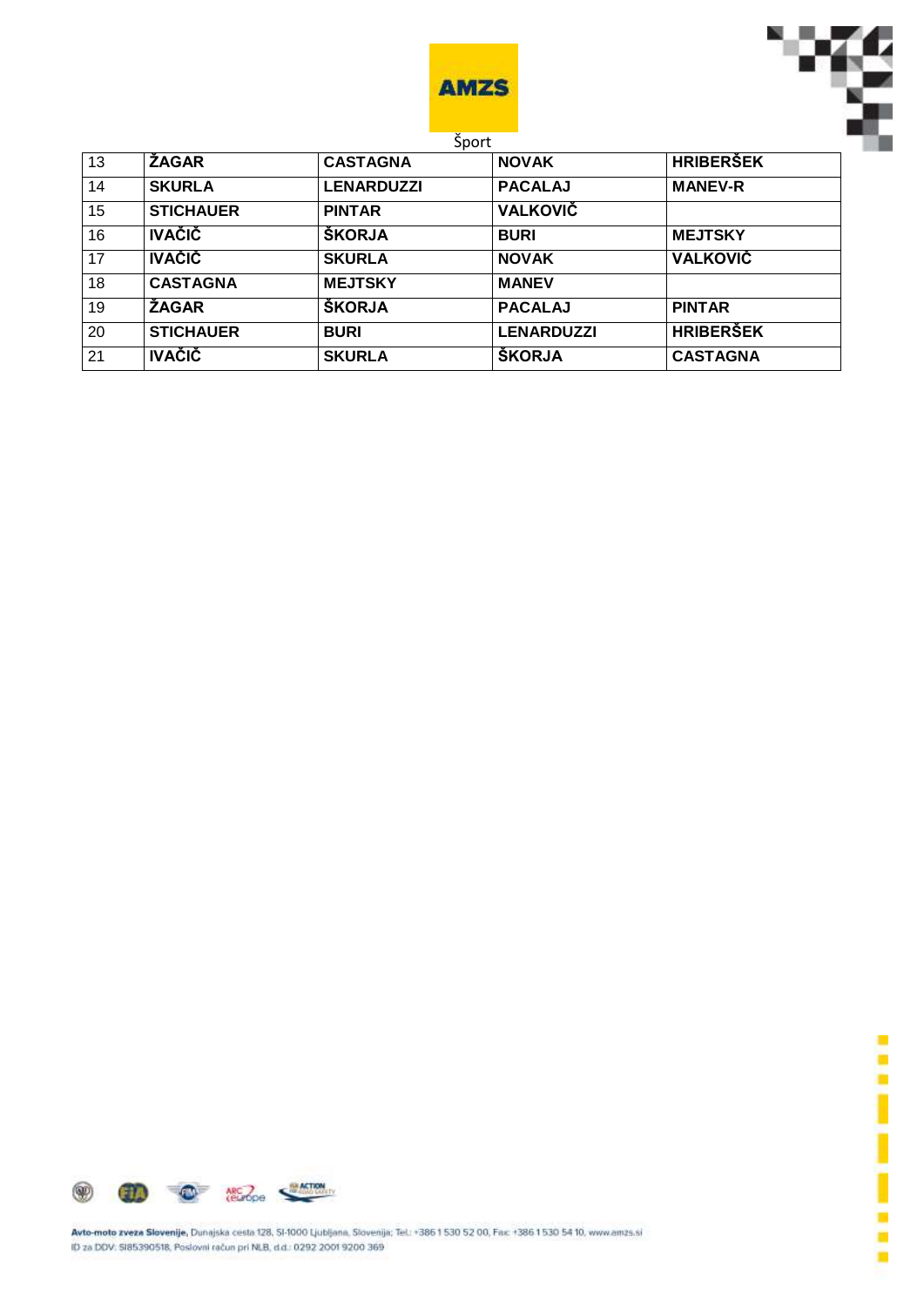| | | | | |
|---|---|---|---|---|
| 13 | **ŽAGAR** | **CASTAGNA** | **NOVAK** | **HRIBERŠEK** |
| 14 | **SKURLA** | **LENARDUZZI** | **PACALAJ** | **MANEV-R** |
| 15 | **STICHAUER** | **PINTAR** | **VALKOVIČ** | |
| 16 | **IVAČIČ** | **ŠKORJA** | **BURI** | **MEJTSKY** |
| 17 | **IVAČIČ** | **SKURLA** | **NOVAK** | **VALKOVIČ** |
| 18 | **CASTAGNA** | **MEJTSKY** | **MANEV** | |
| 19 | **ŽAGAR** | **ŠKORJA** | **PACALAJ** | **PINTAR** |
| 20 | **STICHAUER** | **BURI** | **LENARDUZZI** | **HRIBERŠEK** |
| 21 | **IVAČIČ** | **SKURLA** | **ŠKORJA** | **CASTAGNA** |